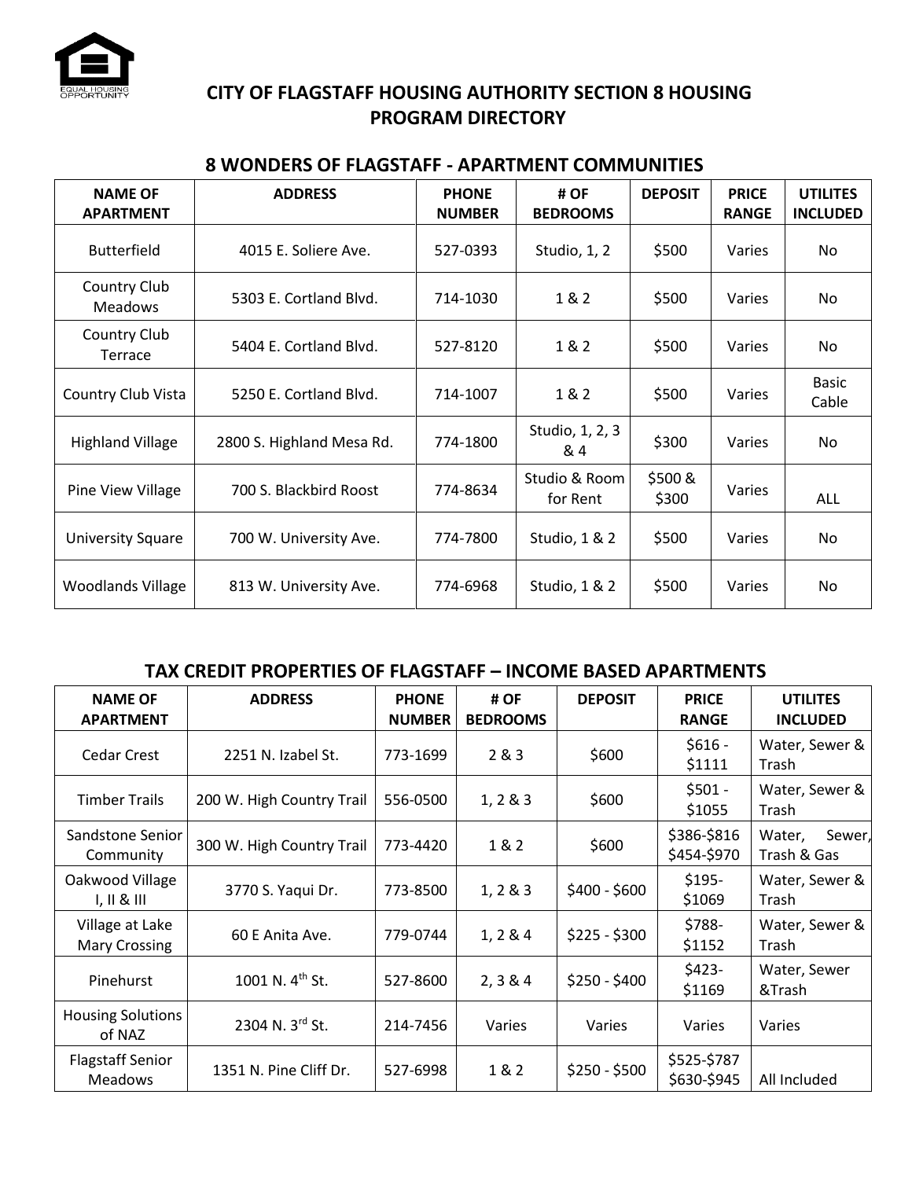# CITY OF FLAGSTAFF HOUSING AUTHORITY SECTION 8 HOUSING PROGRAM DIRECTORY

## 8 WONDERS OF FLAGSTAFF - APARTMENT COMMUNITIES

| NAME OF APARTMENT | ADDRESS | PHONE NUMBER | # OF BEDROOMS | DEPOSIT | PRICE RANGE | UTILITES INCLUDED |
|---|---|---|---|---|---|---|
| Butterfield | 4015 E. Soliere Ave. | 527-0393 | Studio, 1, 2 | $500 | Varies | No |
| Country Club Meadows | 5303 E. Cortland Blvd. | 714-1030 | 1 & 2 | $500 | Varies | No |
| Country Club Terrace | 5404 E. Cortland Blvd. | 527-8120 | 1 & 2 | $500 | Varies | No |
| Country Club Vista | 5250 E. Cortland Blvd. | 714-1007 | 1 & 2 | $500 | Varies | Basic Cable |
| Highland Village | 2800 S. Highland Mesa Rd. | 774-1800 | Studio, 1, 2, 3 & 4 | $300 | Varies | No |
| Pine View Village | 700 S. Blackbird Roost | 774-8634 | Studio & Room for Rent | $500 & $300 | Varies | ALL |
| University Square | 700 W. University Ave. | 774-7800 | Studio, 1 & 2 | $500 | Varies | No |
| Woodlands Village | 813 W. University Ave. | 774-6968 | Studio, 1 & 2 | $500 | Varies | No |

## TAX CREDIT PROPERTIES OF FLAGSTAFF – INCOME BASED APARTMENTS

| NAME OF APARTMENT | ADDRESS | PHONE NUMBER | # OF BEDROOMS | DEPOSIT | PRICE RANGE | UTILITES INCLUDED |
|---|---|---|---|---|---|---|
| Cedar Crest | 2251 N. Izabel St. | 773-1699 | 2 & 3 | $600 | $616 - $1111 | Water, Sewer & Trash |
| Timber Trails | 200 W. High Country Trail | 556-0500 | 1, 2 & 3 | $600 | $501 - $1055 | Water, Sewer & Trash |
| Sandstone Senior Community | 300 W. High Country Trail | 773-4420 | 1 & 2 | $600 | $386-$816 $454-$970 | Water, Sewer, Trash & Gas |
| Oakwood Village I, II & III | 3770 S. Yaqui Dr. | 773-8500 | 1, 2 & 3 | $400 - $600 | $195-$1069 | Water, Sewer & Trash |
| Village at Lake Mary Crossing | 60 E Anita Ave. | 779-0744 | 1, 2 & 4 | $225 - $300 | $788-$1152 | Water, Sewer & Trash |
| Pinehurst | 1001 N. 4th St. | 527-8600 | 2, 3 & 4 | $250 - $400 | $423-$1169 | Water, Sewer &Trash |
| Housing Solutions of NAZ | 2304 N. 3rd St. | 214-7456 | Varies | Varies | Varies | Varies |
| Flagstaff Senior Meadows | 1351 N. Pine Cliff Dr. | 527-6998 | 1 & 2 | $250 - $500 | $525-$787 $630-$945 | All Included |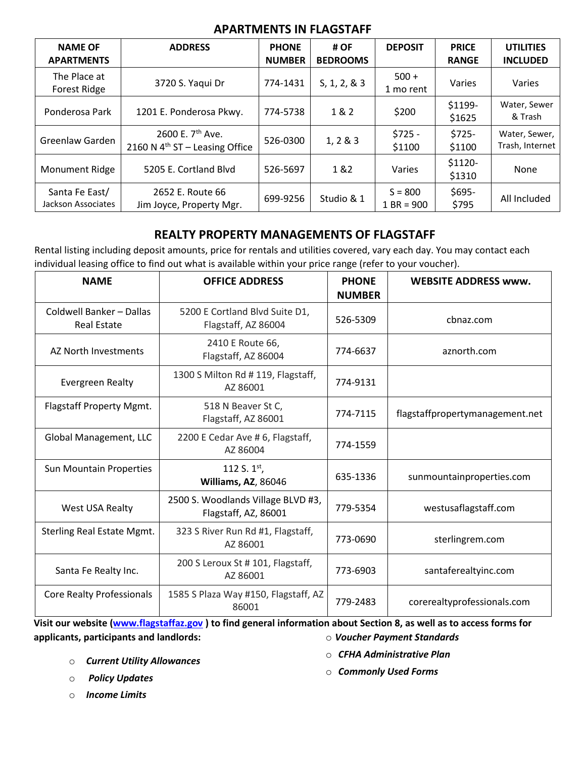## APARTMENTS IN FLAGSTAFF

| NAME OF APARTMENTS | ADDRESS | PHONE NUMBER | # OF BEDROOMS | DEPOSIT | PRICE RANGE | UTILITIES INCLUDED |
|---|---|---|---|---|---|---|
| The Place at Forest Ridge | 3720 S. Yaqui Dr | 774-1431 | S, 1, 2, & 3 | 500 + 1 mo rent | Varies | Varies |
| Ponderosa Park | 1201 E. Ponderosa Pkwy. | 774-5738 | 1 & 2 | $200 | $1199-$1625 | Water, Sewer & Trash |
| Greenlaw Garden | 2600 E. 7th Ave.<br>2160 N 4th ST – Leasing Office | 526-0300 | 1, 2 & 3 | $725 - $1100 | $725-$1100 | Water, Sewer, Trash, Internet |
| Monument Ridge | 5205 E. Cortland Blvd | 526-5697 | 1 &2 | Varies | $1120-$1310 | None |
| Santa Fe East/ Jackson Associates | 2652 E. Route 66<br>Jim Joyce, Property Mgr. | 699-9256 | Studio & 1 | S = 800<br>1 BR = 900 | $695-$795 | All Included |

## REALTY PROPERTY MANAGEMENTS OF FLAGSTAFF

Rental listing including deposit amounts, price for rentals and utilities covered, vary each day. You may contact each individual leasing office to find out what is available within your price range (refer to your voucher).

| NAME | OFFICE ADDRESS | PHONE NUMBER | WEBSITE ADDRESS www. |
|---|---|---|---|
| Coldwell Banker – Dallas Real Estate | 5200 E Cortland Blvd Suite D1, Flagstaff, AZ 86004 | 526-5309 | cbnaz.com |
| AZ North Investments | 2410 E Route 66, Flagstaff, AZ 86004 | 774-6637 | aznorth.com |
| Evergreen Realty | 1300 S Milton Rd # 119, Flagstaff, AZ 86001 | 774-9131 | |
| Flagstaff Property Mgmt. | 518 N Beaver St C, Flagstaff, AZ 86001 | 774-7115 | flagstaffpropertymanagement.net |
| Global Management, LLC | 2200 E Cedar Ave # 6, Flagstaff, AZ 86004 | 774-1559 | |
| Sun Mountain Properties | 112 S. 1st, **Williams, AZ**, 86046 | 635-1336 | sunmountainproperties.com |
| West USA Realty | 2500 S. Woodlands Village BLVD #3, Flagstaff, AZ, 86001 | 779-5354 | westusaflagstaff.com |
| Sterling Real Estate Mgmt. | 323 S River Run Rd #1, Flagstaff, AZ 86001 | 773-0690 | sterlingrem.com |
| Santa Fe Realty Inc. | 200 S Leroux St # 101, Flagstaff, AZ 86001 | 773-6903 | santaferealtyinc.com |
| Core Realty Professionals | 1585 S Plaza Way #150, Flagstaff, AZ 86001 | 779-2483 | corerealtyprofessionals.com |

**Visit our website (www.flagstaffaz.gov) to find general information about Section 8, as well as to access forms for applicants, participants and landlords:**

- ***Current Utility Allowances***
- ***Policy Updates***
- ***Income Limits***
- ***Voucher Payment Standards***
- ***CFHA Administrative Plan***
- ***Commonly Used Forms***